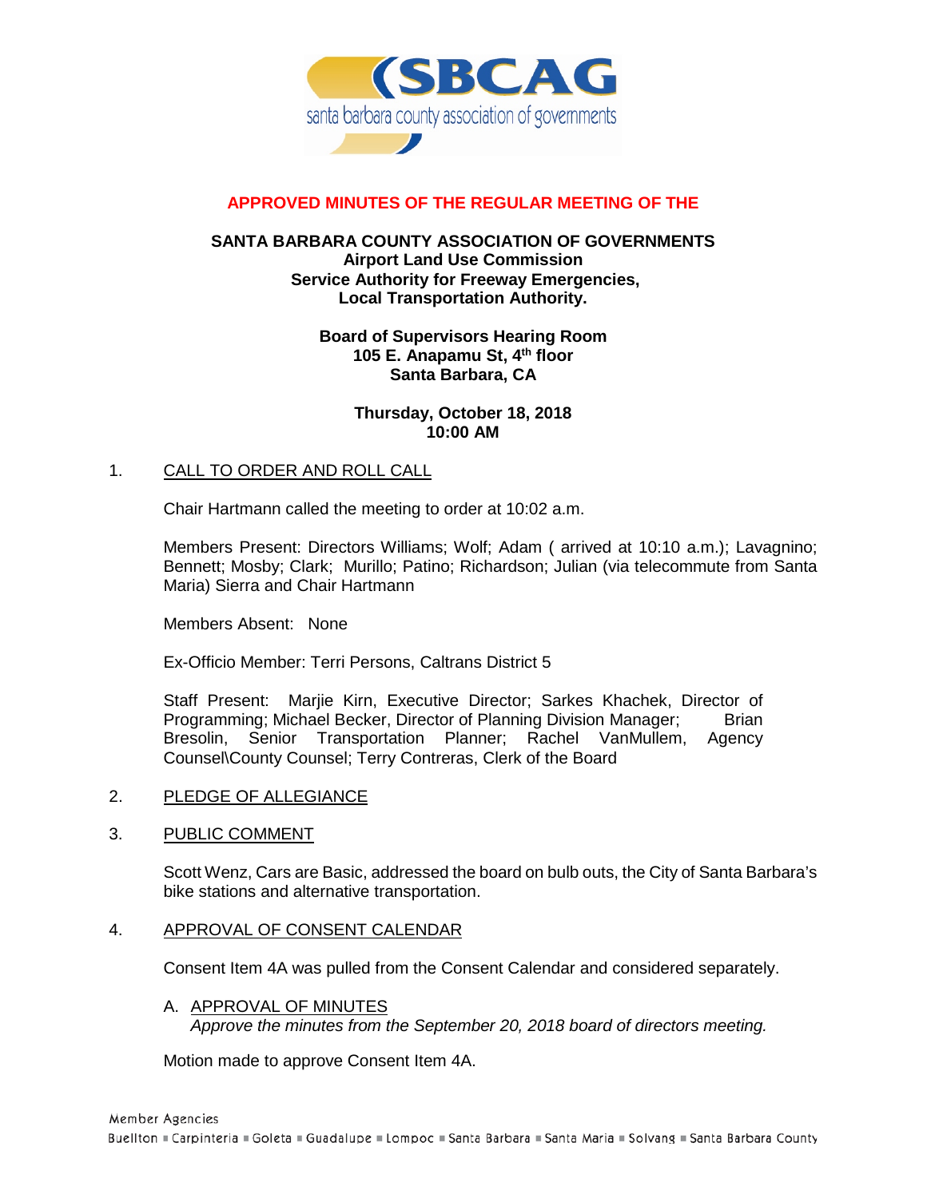**APPROVED MINUTES OF THE REGULAR MEETING OF THE**

**SANTA BARBARA COUNTY ASSOCIATION OF GOVERNMENTS**
**Airport Land Use Commission**
**Service Authority for Freeway Emergencies,**
**Local Transportation Authority.**

**Board of Supervisors Hearing Room**
**105 E. Anapamu St, 4th floor**
**Santa Barbara, CA**

**Thursday, October 18, 2018**
**10:00 AM**

1. CALL TO ORDER AND ROLL CALL

   Chair Hartmann called the meeting to order at 10:02 a.m.

   Members Present: Directors Williams; Wolf; Adam ( arrived at 10:10 a.m.); Lavagnino; Bennett; Mosby; Clark; Murillo; Patino; Richardson; Julian (via telecommute from Santa Maria) Sierra and Chair Hartmann

   Members Absent: None

   Ex-Officio Member: Terri Persons, Caltrans District 5

   Staff Present: Marjie Kirn, Executive Director; Sarkes Khachek, Director of Programming; Michael Becker, Director of Planning Division Manager; Brian Bresolin, Senior Transportation Planner; Rachel VanMullem, Agency Counsel\County Counsel; Terry Contreras, Clerk of the Board

2. PLEDGE OF ALLEGIANCE

3. PUBLIC COMMENT

   Scott Wenz, Cars are Basic, addressed the board on bulb outs, the City of Santa Barbara's bike stations and alternative transportation.

4. APPROVAL OF CONSENT CALENDAR

   Consent Item 4A was pulled from the Consent Calendar and considered separately.

   A. APPROVAL OF MINUTES
      *Approve the minutes from the September 20, 2018 board of directors meeting.*

   Motion made to approve Consent Item 4A.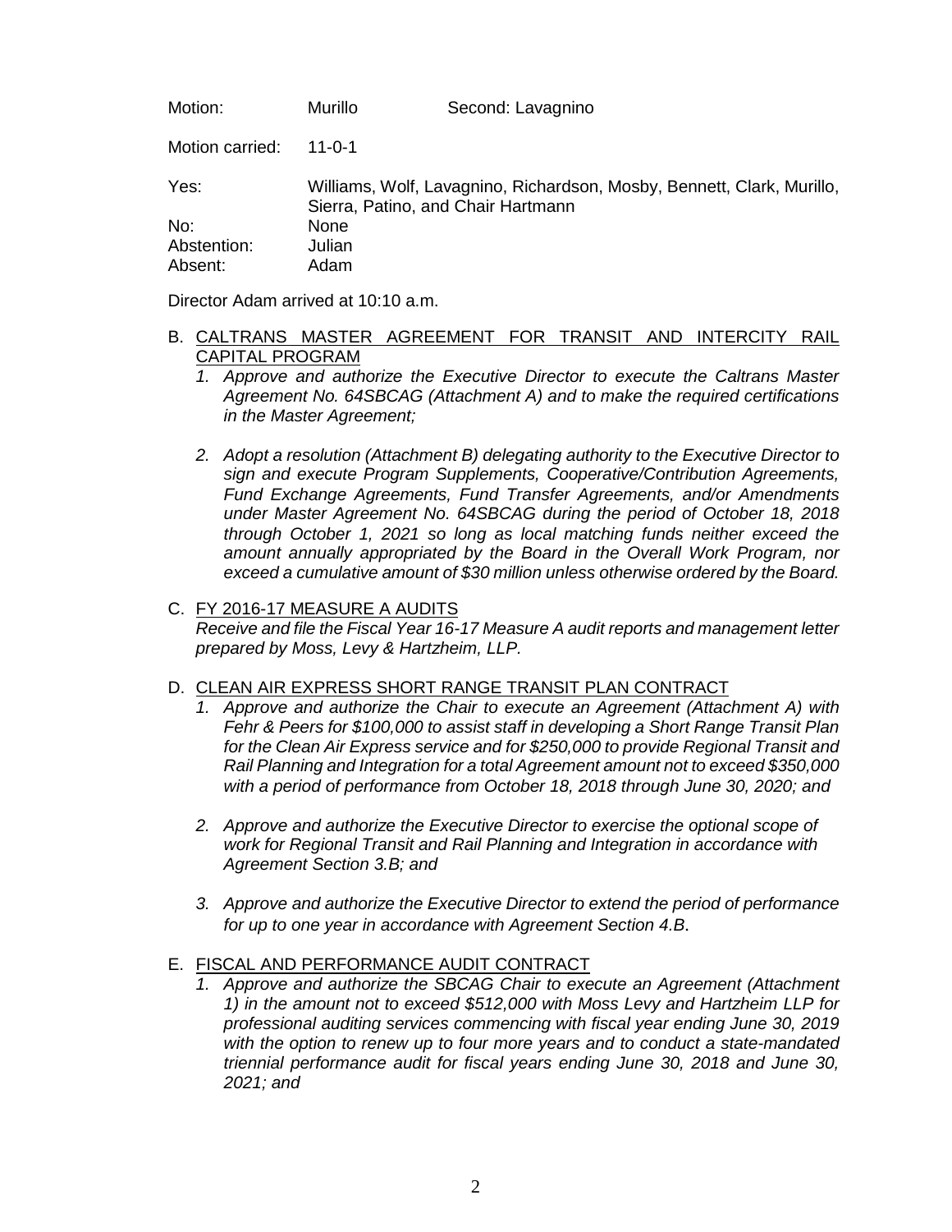| | | |
|---|---|---|
| Motion: | Murillo | Second: Lavagnino |
| Motion carried: | 11-0-1 | |
| Yes: | Williams, Wolf, Lavagnino, Richardson, Mosby, Bennett, Clark, Murillo, Sierra, Patino, and Chair Hartmann | |
| No: | None | |
| Abstention: | Julian | |
| Absent: | Adam | |

Director Adam arrived at 10:10 a.m.

B. <u>CALTRANS MASTER AGREEMENT FOR TRANSIT AND INTERCITY RAIL CAPITAL PROGRAM</u>

1. *Approve and authorize the Executive Director to execute the Caltrans Master Agreement No. 64SBCAG (Attachment A) and to make the required certifications in the Master Agreement;*

2. *Adopt a resolution (Attachment B) delegating authority to the Executive Director to sign and execute Program Supplements, Cooperative/Contribution Agreements, Fund Exchange Agreements, Fund Transfer Agreements, and/or Amendments under Master Agreement No. 64SBCAG during the period of October 18, 2018 through October 1, 2021 so long as local matching funds neither exceed the amount annually appropriated by the Board in the Overall Work Program, nor exceed a cumulative amount of $30 million unless otherwise ordered by the Board.*

C. <u>FY 2016-17 MEASURE A AUDITS</u>

*Receive and file the Fiscal Year 16-17 Measure A audit reports and management letter prepared by Moss, Levy & Hartzheim, LLP.*

D. <u>CLEAN AIR EXPRESS SHORT RANGE TRANSIT PLAN CONTRACT</u>

1. *Approve and authorize the Chair to execute an Agreement (Attachment A) with Fehr & Peers for $100,000 to assist staff in developing a Short Range Transit Plan for the Clean Air Express service and for $250,000 to provide Regional Transit and Rail Planning and Integration for a total Agreement amount not to exceed $350,000 with a period of performance from October 18, 2018 through June 30, 2020; and*

2. *Approve and authorize the Executive Director to exercise the optional scope of work for Regional Transit and Rail Planning and Integration in accordance with Agreement Section 3.B; and*

3. *Approve and authorize the Executive Director to extend the period of performance for up to one year in accordance with Agreement Section 4.B.*

E. <u>FISCAL AND PERFORMANCE AUDIT CONTRACT</u>

1. *Approve and authorize the SBCAG Chair to execute an Agreement (Attachment 1) in the amount not to exceed $512,000 with Moss Levy and Hartzheim LLP for professional auditing services commencing with fiscal year ending June 30, 2019 with the option to renew up to four more years and to conduct a state-mandated triennial performance audit for fiscal years ending June 30, 2018 and June 30, 2021; and*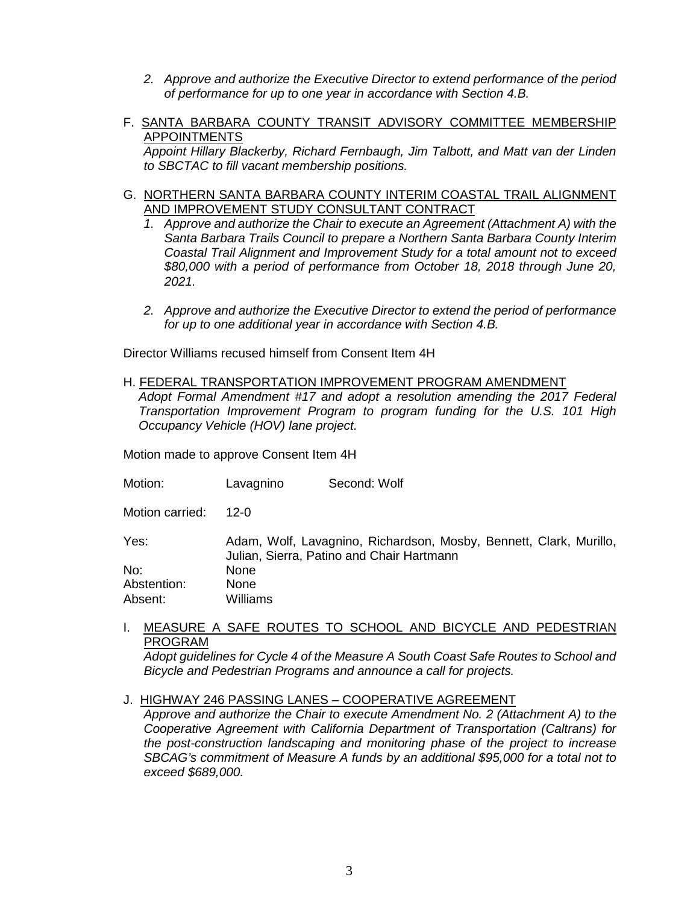*2. Approve and authorize the Executive Director to extend performance of the period of performance for up to one year in accordance with Section 4.B.*

F. <u>SANTA BARBARA COUNTY TRANSIT ADVISORY COMMITTEE MEMBERSHIP APPOINTMENTS</u>
*Appoint Hillary Blackerby, Richard Fernbaugh, Jim Talbott, and Matt van der Linden to SBCTAC to fill vacant membership positions.*

G. <u>NORTHERN SANTA BARBARA COUNTY INTERIM COASTAL TRAIL ALIGNMENT AND IMPROVEMENT STUDY CONSULTANT CONTRACT</u>

*1. Approve and authorize the Chair to execute an Agreement (Attachment A) with the Santa Barbara Trails Council to prepare a Northern Santa Barbara County Interim Coastal Trail Alignment and Improvement Study for a total amount not to exceed $80,000 with a period of performance from October 18, 2018 through June 20, 2021.*

*2. Approve and authorize the Executive Director to extend the period of performance for up to one additional year in accordance with Section 4.B.*

Director Williams recused himself from Consent Item 4H

H. <u>FEDERAL TRANSPORTATION IMPROVEMENT PROGRAM AMENDMENT</u>
*Adopt Formal Amendment #17 and adopt a resolution amending the 2017 Federal Transportation Improvement Program to program funding for the U.S. 101 High Occupancy Vehicle (HOV) lane project.*

Motion made to approve Consent Item 4H

Motion: Lavagnino Second: Wolf

Motion carried: 12-0

Yes: Adam, Wolf, Lavagnino, Richardson, Mosby, Bennett, Clark, Murillo, Julian, Sierra, Patino and Chair Hartmann
No: None
Abstention: None
Absent: Williams

I. <u>MEASURE A SAFE ROUTES TO SCHOOL AND BICYCLE AND PEDESTRIAN PROGRAM</u>
*Adopt guidelines for Cycle 4 of the Measure A South Coast Safe Routes to School and Bicycle and Pedestrian Programs and announce a call for projects.*

J. <u>HIGHWAY 246 PASSING LANES – COOPERATIVE AGREEMENT</u>
*Approve and authorize the Chair to execute Amendment No. 2 (Attachment A) to the Cooperative Agreement with California Department of Transportation (Caltrans) for the post-construction landscaping and monitoring phase of the project to increase SBCAG's commitment of Measure A funds by an additional $95,000 for a total not to exceed $689,000.*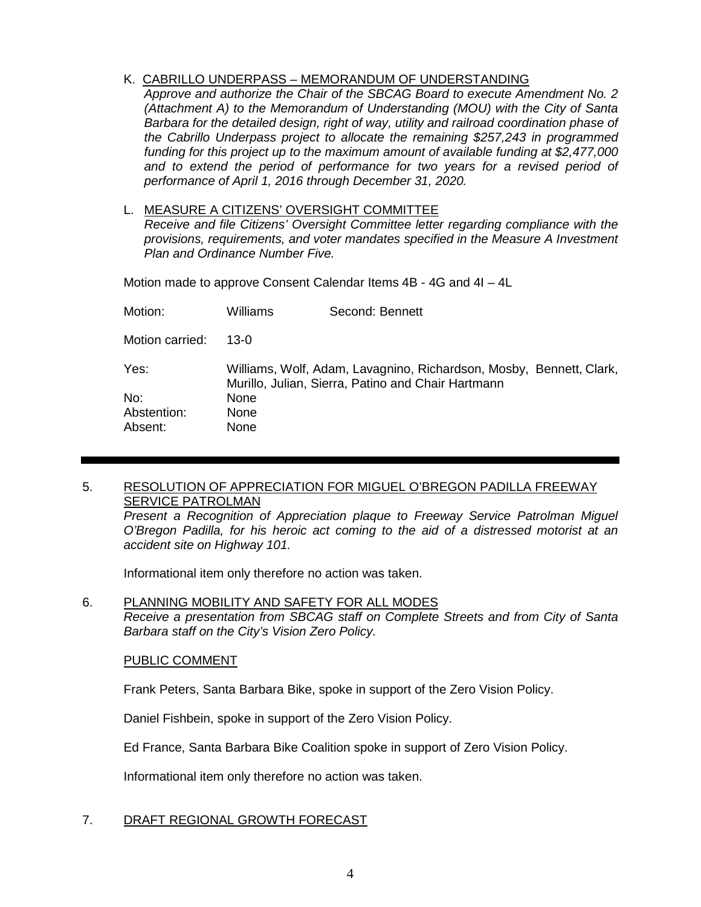K. <u>CABRILLO UNDERPASS – MEMORANDUM OF UNDERSTANDING</u>
*Approve and authorize the Chair of the SBCAG Board to execute Amendment No. 2 (Attachment A) to the Memorandum of Understanding (MOU) with the City of Santa Barbara for the detailed design, right of way, utility and railroad coordination phase of the Cabrillo Underpass project to allocate the remaining $257,243 in programmed funding for this project up to the maximum amount of available funding at $2,477,000 and to extend the period of performance for two years for a revised period of performance of April 1, 2016 through December 31, 2020.*

L. <u>MEASURE A CITIZENS' OVERSIGHT COMMITTEE</u>
*Receive and file Citizens' Oversight Committee letter regarding compliance with the provisions, requirements, and voter mandates specified in the Measure A Investment Plan and Ordinance Number Five.*

Motion made to approve Consent Calendar Items 4B - 4G and 4I – 4L

| | | |
|---|---|---|
| Motion: | Williams | Second: Bennett |
| Motion carried: | 13-0 | |
| Yes: | Williams, Wolf, Adam, Lavagnino, Richardson, Mosby, Bennett, Clark, Murillo, Julian, Sierra, Patino and Chair Hartmann | |
| No: | None | |
| Abstention: | None | |
| Absent: | None | |

---

5. <u>RESOLUTION OF APPRECIATION FOR MIGUEL O'BREGON PADILLA FREEWAY SERVICE PATROLMAN</u>
*Present a Recognition of Appreciation plaque to Freeway Service Patrolman Miguel O'Bregon Padilla, for his heroic act coming to the aid of a distressed motorist at an accident site on Highway 101.*

Informational item only therefore no action was taken.

6. <u>PLANNING MOBILITY AND SAFETY FOR ALL MODES</u>
*Receive a presentation from SBCAG staff on Complete Streets and from City of Santa Barbara staff on the City's Vision Zero Policy.*

<u>PUBLIC COMMENT</u>

Frank Peters, Santa Barbara Bike, spoke in support of the Zero Vision Policy.

Daniel Fishbein, spoke in support of the Zero Vision Policy.

Ed France, Santa Barbara Bike Coalition spoke in support of Zero Vision Policy.

Informational item only therefore no action was taken.

7. <u>DRAFT REGIONAL GROWTH FORECAST</u>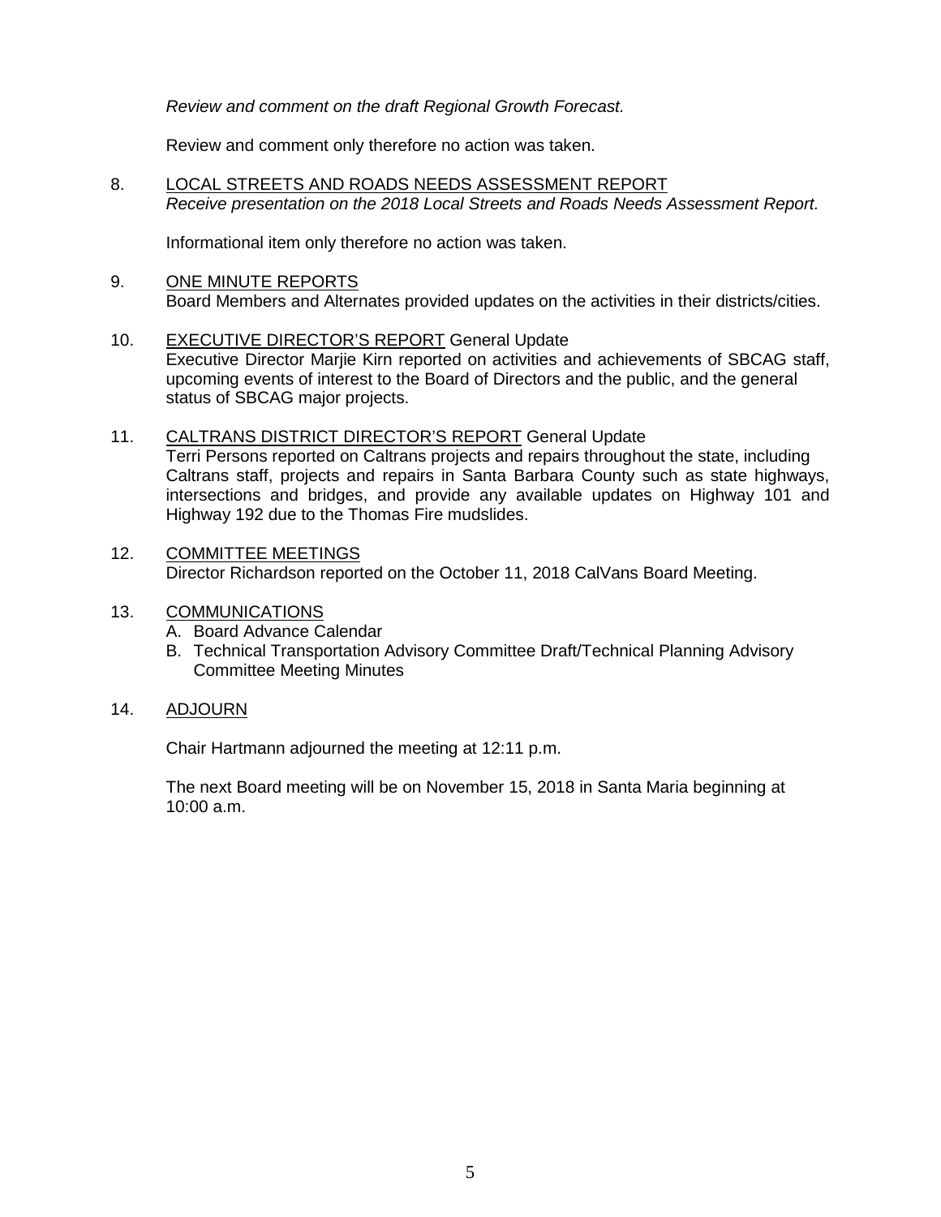*Review and comment on the draft Regional Growth Forecast.*

Review and comment only therefore no action was taken.

8. LOCAL STREETS AND ROADS NEEDS ASSESSMENT REPORT
   *Receive presentation on the 2018 Local Streets and Roads Needs Assessment Report.*

   Informational item only therefore no action was taken.

9. ONE MINUTE REPORTS
   Board Members and Alternates provided updates on the activities in their districts/cities.

10. EXECUTIVE DIRECTOR'S REPORT General Update
    Executive Director Marjie Kirn reported on activities and achievements of SBCAG staff, upcoming events of interest to the Board of Directors and the public, and the general status of SBCAG major projects.

11. CALTRANS DISTRICT DIRECTOR'S REPORT General Update
    Terri Persons reported on Caltrans projects and repairs throughout the state, including Caltrans staff, projects and repairs in Santa Barbara County such as state highways, intersections and bridges, and provide any available updates on Highway 101 and Highway 192 due to the Thomas Fire mudslides.

12. COMMITTEE MEETINGS
    Director Richardson reported on the October 11, 2018 CalVans Board Meeting.

13. COMMUNICATIONS
    A. Board Advance Calendar
    B. Technical Transportation Advisory Committee Draft/Technical Planning Advisory Committee Meeting Minutes

14. ADJOURN

    Chair Hartmann adjourned the meeting at 12:11 p.m.

    The next Board meeting will be on November 15, 2018 in Santa Maria beginning at 10:00 a.m.